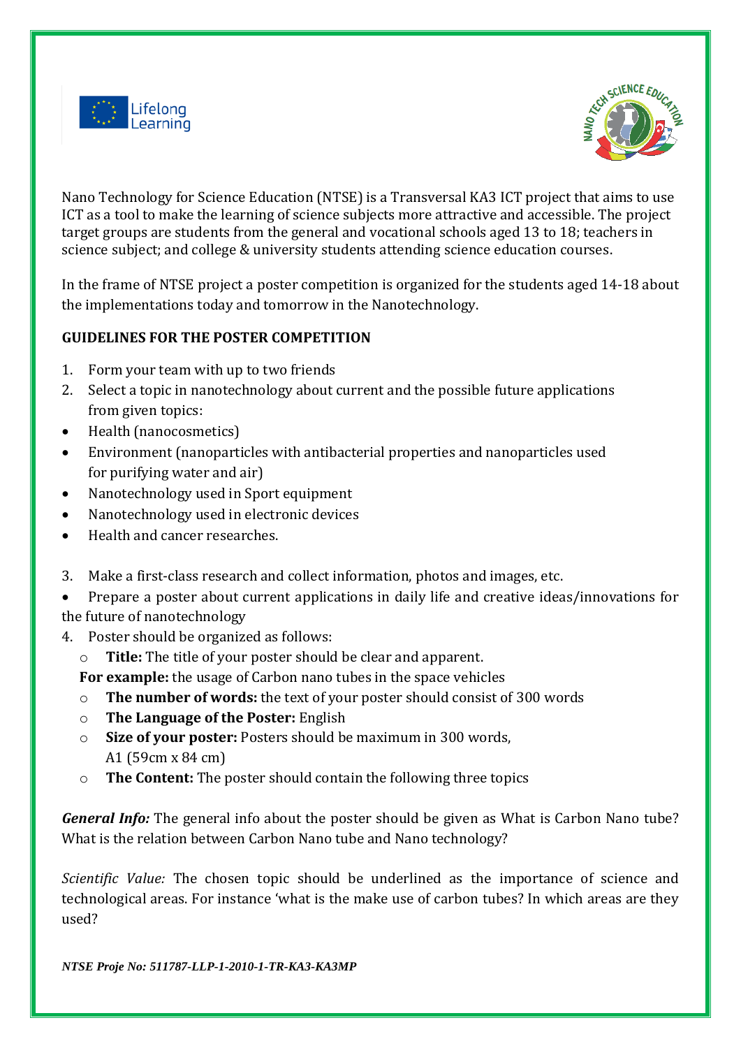Nano Technology for Science Education (NTSE) is a Transversal KA3 ICT project that aims to use ICT as a tool to make the learning of science subjects more attractive and accessible. The project target groups are students from the general and vocational schools aged 13 to 18; teachers in science subject; and college & university students attending science education courses.

In the frame of NTSE project a poster competition is organized for the students aged 14-18 about the implementations today and tomorrow in the Nanotechnology.

**GUIDELINES FOR THE POSTER COMPETITION**

1. Form your team with up to two friends
2. Select a topic in nanotechnology about current and the possible future applications from given topics:

- Health (nanocosmetics)
- Environment (nanoparticles with antibacterial properties and nanoparticles used for purifying water and air)
- Nanotechnology used in Sport equipment
- Nanotechnology used in electronic devices
- Health and cancer researches.

3. Make a first-class research and collect information, photos and images, etc.

- Prepare a poster about current applications in daily life and creative ideas/innovations for the future of nanotechnology

4. Poster should be organized as follows:
    - **Title:** The title of your poster should be clear and apparent.

    **For example:** the usage of Carbon nano tubes in the space vehicles

    - **The number of words:** the text of your poster should consist of 300 words
    - **The Language of the Poster:** English
    - **Size of your poster:** Posters should be maximum in 300 words, A1 (59cm x 84 cm)
    - **The Content:** The poster should contain the following three topics

***General Info:*** The general info about the poster should be given as What is Carbon Nano tube? What is the relation between Carbon Nano tube and Nano technology?

*Scientific Value:* The chosen topic should be underlined as the importance of science and technological areas. For instance 'what is the make use of carbon tubes? In which areas are they used?

***NTSE Proje No: 511787-LLP-1-2010-1-TR-KA3-KA3MP***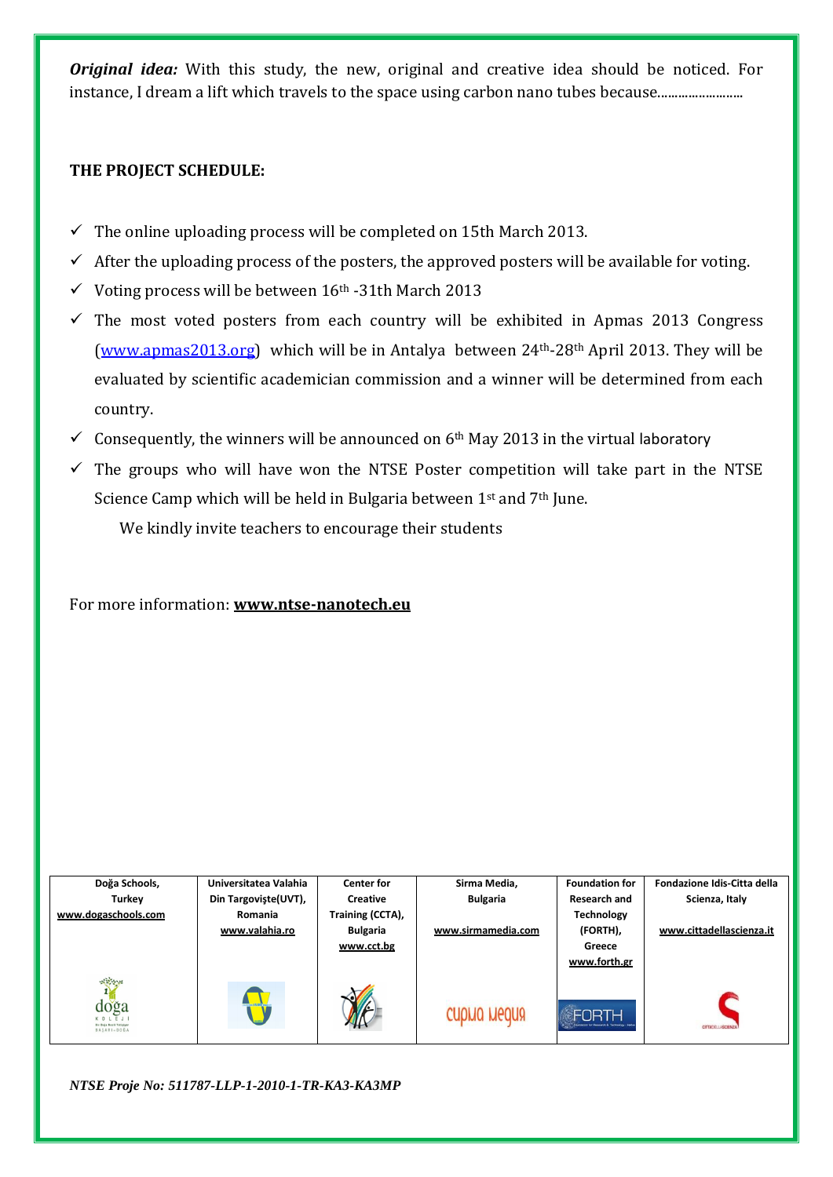***Original idea:*** With this study, the new, original and creative idea should be noticed. For instance, I dream a lift which travels to the space using carbon nano tubes because……………………

**THE PROJECT SCHEDULE:**

- ✓ The online uploading process will be completed on 15th March 2013.
- ✓ After the uploading process of the posters, the approved posters will be available for voting.
- ✓ Voting process will be between 16th -31th March 2013
- ✓ The most voted posters from each country will be exhibited in Apmas 2013 Congress ([www.apmas2013.org](www.apmas2013.org)) which will be in Antalya between 24th-28th April 2013. They will be evaluated by scientific academician commission and a winner will be determined from each country.
- ✓ Consequently, the winners will be announced on 6th May 2013 in the virtual laboratory
- ✓ The groups who will have won the NTSE Poster competition will take part in the NTSE Science Camp which will be held in Bulgaria between 1st and 7th June.

We kindly invite teachers to encourage their students

For more information: **www.ntse-nanotech.eu**

| | | | | | |
|---|---|---|---|---|---|
| **Doğa Schools, Turkey** **www.dogaschools.com** | **Universitatea Valahia Din Targovişte(UVT), Romania** **www.valahia.ro** | **Center for Creative Training (CCTA), Bulgaria** **www.cct.bg** | **Sirma Media, Bulgaria** **www.sirmamedia.com** | **Foundation for Research and Technology (FORTH), Greece** **www.forth.gr** | **Fondazione Idis-Citta della Scienza, Italy** **www.cittadellascienza.it** |

***NTSE Proje No: 511787-LLP-1-2010-1-TR-KA3-KA3MP***